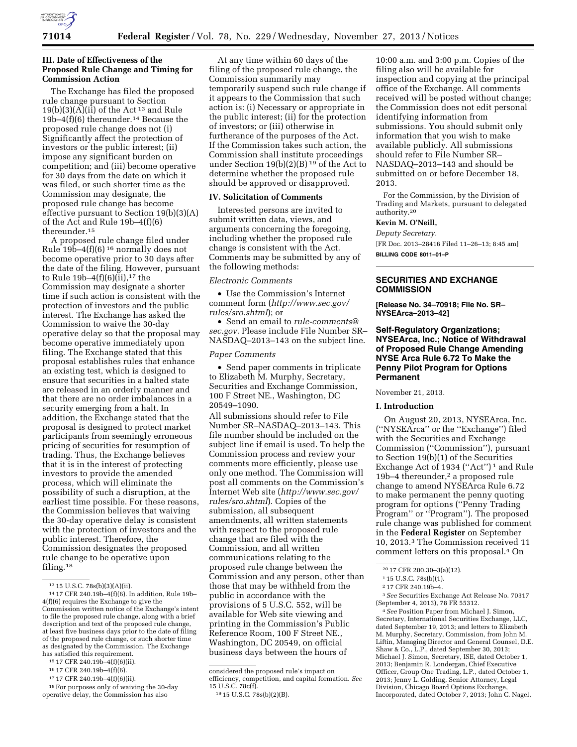## III. Date of Effectiveness of the Proposed Rule Change and Timing for Commission Action

The Exchange has filed the proposed rule change pursuant to Section 19(b)(3)(A)(ii) of the Act [13] and Rule 19b–4(f)(6) thereunder.[14] Because the proposed rule change does not (i) Significantly affect the protection of investors or the public interest; (ii) impose any significant burden on competition; and (iii) become operative for 30 days from the date on which it was filed, or such shorter time as the Commission may designate, the proposed rule change has become effective pursuant to Section 19(b)(3)(A) of the Act and Rule 19b–4(f)(6) thereunder.[15]

A proposed rule change filed under Rule 19b–4(f)(6) [16] normally does not become operative prior to 30 days after the date of the filing. However, pursuant to Rule 19b–4(f)(6)(ii),[17] the Commission may designate a shorter time if such action is consistent with the protection of investors and the public interest. The Exchange has asked the Commission to waive the 30-day operative delay so that the proposal may become operative immediately upon filing. The Exchange stated that this proposal establishes rules that enhance an existing test, which is designed to ensure that securities in a halted state are released in an orderly manner and that there are no order imbalances in a security emerging from a halt. In addition, the Exchange stated that the proposal is designed to protect market participants from seemingly erroneous pricing of securities for resumption of trading. Thus, the Exchange believes that it is in the interest of protecting investors to provide the amended process, which will eliminate the possibility of such a disruption, at the earliest time possible. For these reasons, the Commission believes that waiving the 30-day operative delay is consistent with the protection of investors and the public interest. Therefore, the Commission designates the proposed rule change to be operative upon filing.[18]

At any time within 60 days of the filing of the proposed rule change, the Commission summarily may temporarily suspend such rule change if it appears to the Commission that such action is: (i) Necessary or appropriate in the public interest; (ii) for the protection of investors; or (iii) otherwise in furtherance of the purposes of the Act. If the Commission takes such action, the Commission shall institute proceedings under Section 19(b)(2)(B) [19] of the Act to determine whether the proposed rule should be approved or disapproved.

## IV. Solicitation of Comments

Interested persons are invited to submit written data, views, and arguments concerning the foregoing, including whether the proposed rule change is consistent with the Act. Comments may be submitted by any of the following methods:

*Electronic Comments*

- Use the Commission's Internet comment form (*http://www.sec.gov/rules/sro.shtml*); or
- Send an email to *rule-comments@sec.gov.* Please include File Number SR–NASDAQ–2013–143 on the subject line.

*Paper Comments*

- Send paper comments in triplicate to Elizabeth M. Murphy, Secretary, Securities and Exchange Commission, 100 F Street NE., Washington, DC 20549–1090.

All submissions should refer to File Number SR–NASDAQ–2013–143. This file number should be included on the subject line if email is used. To help the Commission process and review your comments more efficiently, please use only one method. The Commission will post all comments on the Commission's Internet Web site (*http://www.sec.gov/rules/sro.shtml*). Copies of the submission, all subsequent amendments, all written statements with respect to the proposed rule change that are filed with the Commission, and all written communications relating to the proposed rule change between the Commission and any person, other than those that may be withheld from the public in accordance with the provisions of 5 U.S.C. 552, will be available for Web site viewing and printing in the Commission's Public Reference Room, 100 F Street NE., Washington, DC 20549, on official business days between the hours of 10:00 a.m. and 3:00 p.m. Copies of the filing also will be available for inspection and copying at the principal office of the Exchange. All comments received will be posted without change; the Commission does not edit personal identifying information from submissions. You should submit only information that you wish to make available publicly. All submissions should refer to File Number SR–NASDAQ–2013–143 and should be submitted on or before December 18, 2013.

For the Commission, by the Division of Trading and Markets, pursuant to delegated authority.[20]

**Kevin M. O'Neill,**

*Deputy Secretary.*

[FR Doc. 2013–28416 Filed 11–26–13; 8:45 am]

**BILLING CODE 8011–01–P**

[13] 15 U.S.C. 78s(b)(3)(A)(ii).

[14] 17 CFR 240.19b–4(f)(6). In addition, Rule 19b–4(f)(6) requires the Exchange to give the Commission written notice of the Exchange's intent to file the proposed rule change, along with a brief description and text of the proposed rule change, at least five business days prior to the date of filing of the proposed rule change, or such shorter time as designated by the Commission. The Exchange has satisfied this requirement.

[15] 17 CFR 240.19b–4(f)(6)(ii).

[16] 17 CFR 240.19b–4(f)(6).

[17] 17 CFR 240.19b–4(f)(6)(ii).

[18] For purposes only of waiving the 30-day operative delay, the Commission has also considered the proposed rule's impact on efficiency, competition, and capital formation. *See* 15 U.S.C. 78c(f).

[19] 15 U.S.C. 78s(b)(2)(B).

[20] 17 CFR 200.30–3(a)(12).

---

## SECURITIES AND EXCHANGE COMMISSION

**[Release No. 34–70918; File No. SR–NYSEArca–2013–42]**

## Self-Regulatory Organizations; NYSEArca, Inc.; Notice of Withdrawal of Proposed Rule Change Amending NYSE Arca Rule 6.72 To Make the Penny Pilot Program for Options Permanent

November 21, 2013.

### I. Introduction

On August 20, 2013, NYSEArca, Inc. ("NYSEArca" or the "Exchange") filed with the Securities and Exchange Commission ("Commission"), pursuant to Section 19(b)(1) of the Securities Exchange Act of 1934 ("Act") [1] and Rule 19b–4 thereunder,[2] a proposed rule change to amend NYSEArca Rule 6.72 to make permanent the penny quoting program for options ("Penny Trading Program" or "Program"). The proposed rule change was published for comment in the **Federal Register** on September 10, 2013.[3] The Commission received 11 comment letters on this proposal.[4] On

[1] 15 U.S.C. 78s(b)(1).

[2] 17 CFR 240.19b–4.

[3] *See* Securities Exchange Act Release No. 70317 (September 4, 2013), 78 FR 55312.

[4] *See* Position Paper from Michael J. Simon, Secretary, International Securities Exchange, LLC, dated September 19, 2013; and letters to Elizabeth M. Murphy, Secretary, Commission, from John M. Liftin, Managing Director and General Counsel, D.E. Shaw & Co., L.P., dated September 30, 2013; Michael J. Simon, Secretary, ISE, dated October 1, 2013; Benjamin R. Londergan, Chief Executive Officer, Group One Trading, L.P., dated October 1, 2013; Jenny L. Golding, Senior Attorney, Legal Division, Chicago Board Options Exchange, Incorporated, dated October 7, 2013; John C. Nagel,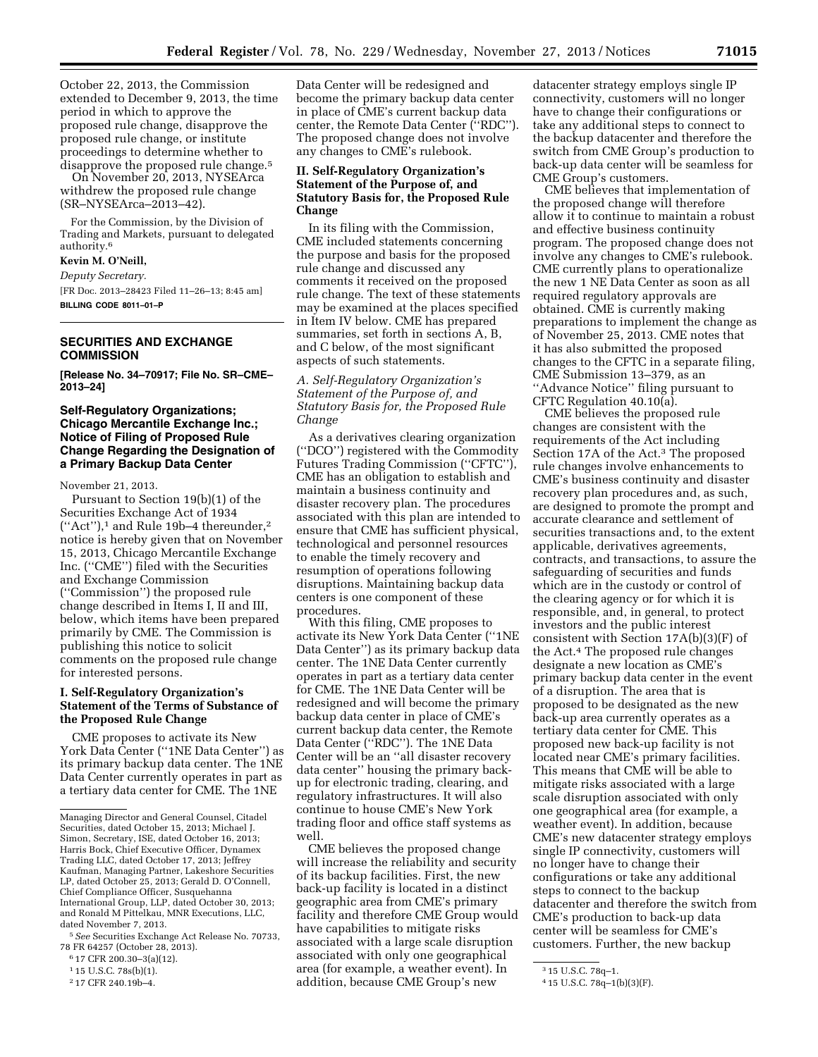October 22, 2013, the Commission extended to December 9, 2013, the time period in which to approve the proposed rule change, disapprove the proposed rule change, or institute proceedings to determine whether to disapprove the proposed rule change.[5]

On November 20, 2013, NYSEArca withdrew the proposed rule change (SR–NYSEArca–2013–42).

For the Commission, by the Division of Trading and Markets, pursuant to delegated authority.[6]

**Kevin M. O'Neill,**

*Deputy Secretary.*

[FR Doc. 2013–28423 Filed 11–26–13; 8:45 am]

**BILLING CODE 8011–01–P**

---

Managing Director and General Counsel, Citadel Securities, dated October 15, 2013; Michael J. Simon, Secretary, ISE, dated October 16, 2013; Harris Bock, Chief Executive Officer, Dynamex Trading LLC, dated October 17, 2013; Jeffrey Kaufman, Managing Partner, Lakeshore Securities LP, dated October 25, 2013; Gerald D. O'Connell, Chief Compliance Officer, Susquehanna International Group, LLP, dated October 30, 2013; and Ronald M Pittelkau, MNR Executions, LLC, dated November 7, 2013.

[5] *See* Securities Exchange Act Release No. 70733, 78 FR 64257 (October 28, 2013).

[6] 17 CFR 200.30–3(a)(12).

---

## SECURITIES AND EXCHANGE COMMISSION

**[Release No. 34–70917; File No. SR–CME–2013–24]**

## Self-Regulatory Organizations; Chicago Mercantile Exchange Inc.; Notice of Filing of Proposed Rule Change Regarding the Designation of a Primary Backup Data Center

November 21, 2013.

Pursuant to Section 19(b)(1) of the Securities Exchange Act of 1934 (''Act''),[1] and Rule 19b–4 thereunder,[2] notice is hereby given that on November 15, 2013, Chicago Mercantile Exchange Inc. (''CME'') filed with the Securities and Exchange Commission (''Commission'') the proposed rule change described in Items I, II and III, below, which items have been prepared primarily by CME. The Commission is publishing this notice to solicit comments on the proposed rule change for interested persons.

### I. Self-Regulatory Organization's Statement of the Terms of Substance of the Proposed Rule Change

CME proposes to activate its New York Data Center (''1NE Data Center'') as its primary backup data center. The 1NE Data Center currently operates in part as a tertiary data center for CME. The 1NE Data Center will be redesigned and become the primary backup data center in place of CME's current backup data center, the Remote Data Center (''RDC''). The proposed change does not involve any changes to CME's rulebook.

### II. Self-Regulatory Organization's Statement of the Purpose of, and Statutory Basis for, the Proposed Rule Change

In its filing with the Commission, CME included statements concerning the purpose and basis for the proposed rule change and discussed any comments it received on the proposed rule change. The text of these statements may be examined at the places specified in Item IV below. CME has prepared summaries, set forth in sections A, B, and C below, of the most significant aspects of such statements.

*A. Self-Regulatory Organization's Statement of the Purpose of, and Statutory Basis for, the Proposed Rule Change*

As a derivatives clearing organization (''DCO'') registered with the Commodity Futures Trading Commission (''CFTC''), CME has an obligation to establish and maintain a business continuity and disaster recovery plan. The procedures associated with this plan are intended to ensure that CME has sufficient physical, technological and personnel resources to enable the timely recovery and resumption of operations following disruptions. Maintaining backup data centers is one component of these procedures.

With this filing, CME proposes to activate its New York Data Center (''1NE Data Center'') as its primary backup data center. The 1NE Data Center currently operates in part as a tertiary data center for CME. The 1NE Data Center will be redesigned and will become the primary backup data center in place of CME's current backup data center, the Remote Data Center (''RDC''). The 1NE Data Center will be an ''all disaster recovery data center'' housing the primary back-up for electronic trading, clearing, and regulatory infrastructures. It will also continue to house CME's New York trading floor and office staff systems as well.

CME believes the proposed change will increase the reliability and security of its backup facilities. First, the new back-up facility is located in a distinct geographic area from CME's primary facility and therefore CME Group would have capabilities to mitigate risks associated with a large scale disruption associated with only one geographical area (for example, a weather event). In addition, because CME Group's new datacenter strategy employs single IP connectivity, customers will no longer have to change their configurations or take any additional steps to connect to the backup datacenter and therefore the switch from CME Group's production to back-up data center will be seamless for CME Group's customers.

CME believes that implementation of the proposed change will therefore allow it to continue to maintain a robust and effective business continuity program. The proposed change does not involve any changes to CME's rulebook. CME currently plans to operationalize the new 1 NE Data Center as soon as all required regulatory approvals are obtained. CME is currently making preparations to implement the change as of November 25, 2013. CME notes that it has also submitted the proposed changes to the CFTC in a separate filing, CME Submission 13–379, as an ''Advance Notice'' filing pursuant to CFTC Regulation 40.10(a).

CME believes the proposed rule changes are consistent with the requirements of the Act including Section 17A of the Act.[3] The proposed rule changes involve enhancements to CME's business continuity and disaster recovery plan procedures and, as such, are designed to promote the prompt and accurate clearance and settlement of securities transactions and, to the extent applicable, derivatives agreements, contracts, and transactions, to assure the safeguarding of securities and funds which are in the custody or control of the clearing agency or for which it is responsible, and, in general, to protect investors and the public interest consistent with Section 17A(b)(3)(F) of the Act.[4] The proposed rule changes designate a new location as CME's primary backup data center in the event of a disruption. The area that is proposed to be designated as the new back-up area currently operates as a tertiary data center for CME. This proposed new back-up facility is not located near CME's primary facilities. This means that CME will be able to mitigate risks associated with a large scale disruption associated with only one geographical area (for example, a weather event). In addition, because CME's new datacenter strategy employs single IP connectivity, customers will no longer have to change their configurations or take any additional steps to connect to the backup datacenter and therefore the switch from CME's production to back-up data center will be seamless for CME's customers. Further, the new backup

---

[1] 15 U.S.C. 78s(b)(1).

[2] 17 CFR 240.19b–4.

[3] 15 U.S.C. 78q–1.

[4] 15 U.S.C. 78q–1(b)(3)(F).